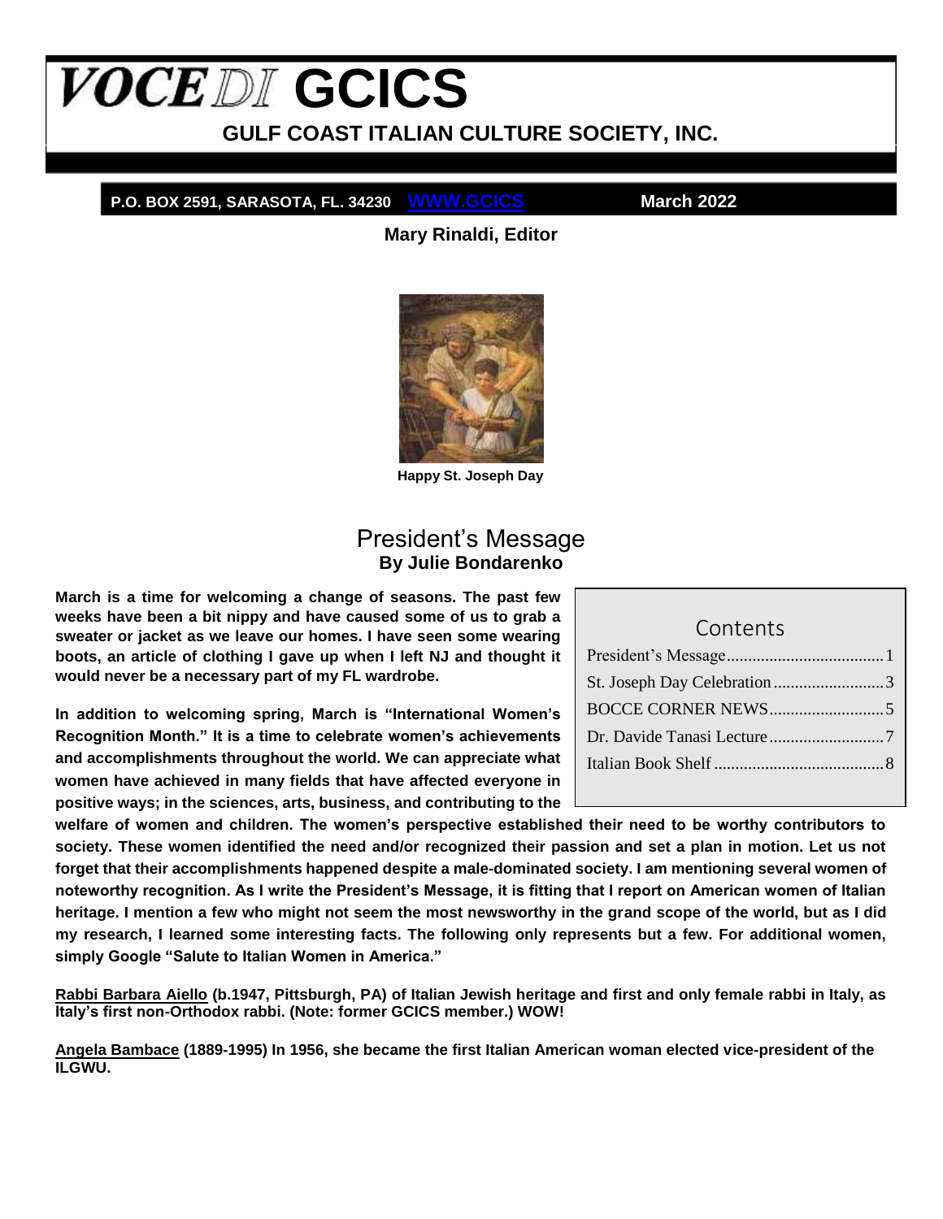# VOCE DI GCICS

## GULF COAST ITALIAN CULTURE SOCIETY, INC.

**P.O. BOX 2591, SARASOTA, FL. 34230 WWW.GCICS March 2022**

**Mary Rinaldi, Editor**

**Happy St. Joseph Day**

## President's Message

**By Julie Bondarenko**

| Contents | |
|---|---|
| President's Message | 1 |
| St. Joseph Day Celebration | 3 |
| BOCCE CORNER NEWS | 5 |
| Dr. Davide Tanasi Lecture | 7 |
| Italian Book Shelf | 8 |

**March is a time for welcoming a change of seasons. The past few weeks have been a bit nippy and have caused some of us to grab a sweater or jacket as we leave our homes. I have seen some wearing boots, an article of clothing I gave up when I left NJ and thought it would never be a necessary part of my FL wardrobe.**

**In addition to welcoming spring, March is "International Women's Recognition Month." It is a time to celebrate women's achievements and accomplishments throughout the world. We can appreciate what women have achieved in many fields that have affected everyone in positive ways; in the sciences, arts, business, and contributing to the welfare of women and children. The women's perspective established their need to be worthy contributors to society. These women identified the need and/or recognized their passion and set a plan in motion. Let us not forget that their accomplishments happened despite a male-dominated society. I am mentioning several women of noteworthy recognition. As I write the President's Message, it is fitting that I report on American women of Italian heritage. I mention a few who might not seem the most newsworthy in the grand scope of the world, but as I did my research, I learned some interesting facts. The following only represents but a few. For additional women, simply Google "Salute to Italian Women in America."**

**<u>Rabbi Barbara Aiello</u> (b.1947, Pittsburgh, PA) of Italian Jewish heritage and first and only female rabbi in Italy, as Italy's first non-Orthodox rabbi. (Note: former GCICS member.) WOW!**

**<u>Angela Bambace</u> (1889-1995) In 1956, she became the first Italian American woman elected vice-president of the ILGWU.**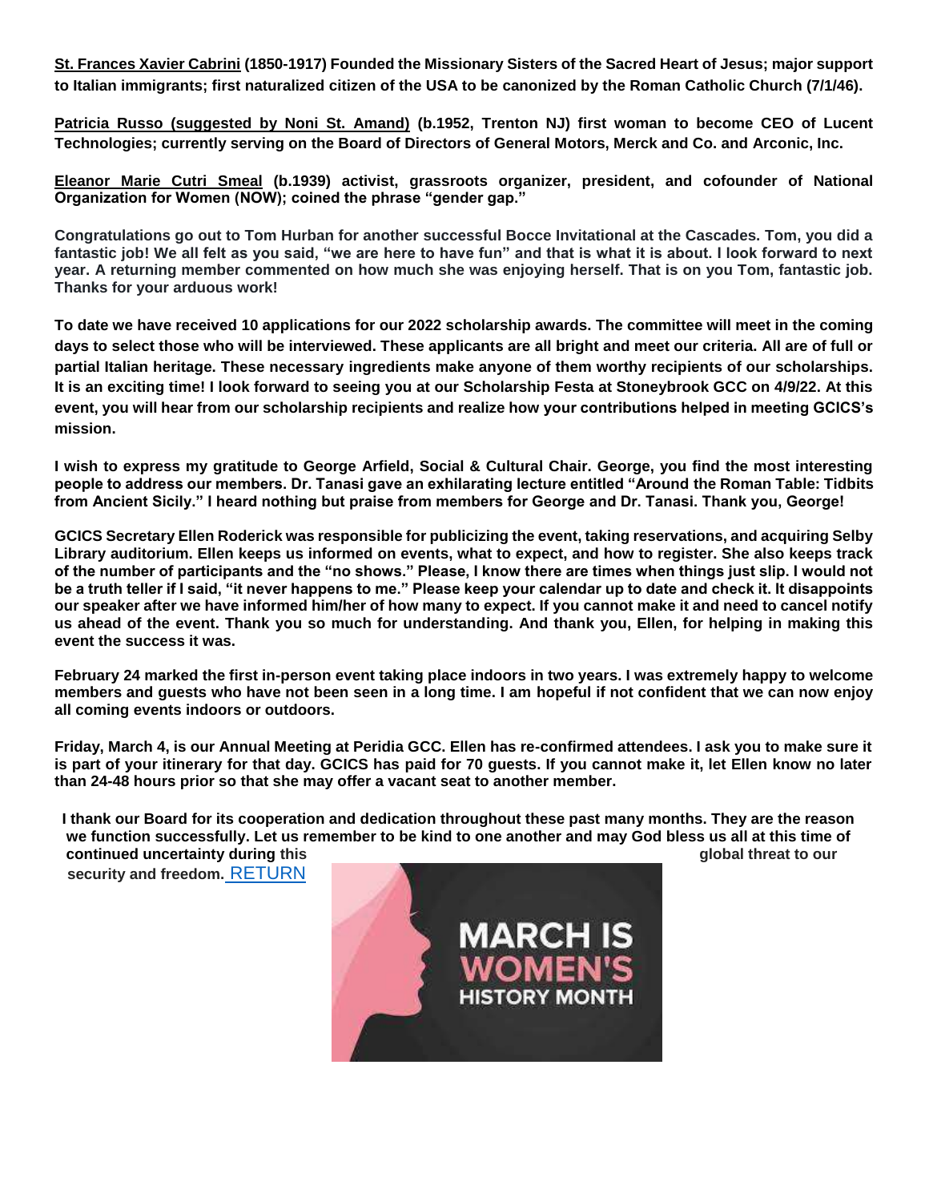**St. Frances Xavier Cabrini (1850-1917) Founded the Missionary Sisters of the Sacred Heart of Jesus; major support to Italian immigrants; first naturalized citizen of the USA to be canonized by the Roman Catholic Church (7/1/46).**

**Patricia Russo (suggested by Noni St. Amand) (b.1952, Trenton NJ) first woman to become CEO of Lucent Technologies; currently serving on the Board of Directors of General Motors, Merck and Co. and Arconic, Inc.**

**Eleanor Marie Cutri Smeal (b.1939) activist, grassroots organizer, president, and cofounder of National Organization for Women (NOW); coined the phrase "gender gap."**

**Congratulations go out to Tom Hurban for another successful Bocce Invitational at the Cascades. Tom, you did a fantastic job! We all felt as you said, "we are here to have fun" and that is what it is about. I look forward to next year. A returning member commented on how much she was enjoying herself. That is on you Tom, fantastic job. Thanks for your arduous work!**

**To date we have received 10 applications for our 2022 scholarship awards. The committee will meet in the coming days to select those who will be interviewed. These applicants are all bright and meet our criteria. All are of full or partial Italian heritage. These necessary ingredients make anyone of them worthy recipients of our scholarships. It is an exciting time! I look forward to seeing you at our Scholarship Festa at Stoneybrook GCC on 4/9/22. At this event, you will hear from our scholarship recipients and realize how your contributions helped in meeting GCICS's mission.**

**I wish to express my gratitude to George Arfield, Social & Cultural Chair. George, you find the most interesting people to address our members. Dr. Tanasi gave an exhilarating lecture entitled "Around the Roman Table: Tidbits from Ancient Sicily." I heard nothing but praise from members for George and Dr. Tanasi. Thank you, George!**

**GCICS Secretary Ellen Roderick was responsible for publicizing the event, taking reservations, and acquiring Selby Library auditorium. Ellen keeps us informed on events, what to expect, and how to register. She also keeps track of the number of participants and the "no shows." Please, I know there are times when things just slip. I would not be a truth teller if I said, "it never happens to me." Please keep your calendar up to date and check it. It disappoints our speaker after we have informed him/her of how many to expect. If you cannot make it and need to cancel notify us ahead of the event. Thank you so much for understanding. And thank you, Ellen, for helping in making this event the success it was.**

**February 24 marked the first in-person event taking place indoors in two years. I was extremely happy to welcome members and guests who have not been seen in a long time. I am hopeful if not confident that we can now enjoy all coming events indoors or outdoors.**

**Friday, March 4, is our Annual Meeting at Peridia GCC. Ellen has re-confirmed attendees. I ask you to make sure it is part of your itinerary for that day. GCICS has paid for 70 guests. If you cannot make it, let Ellen know no later than 24-48 hours prior so that she may offer a vacant seat to another member.**

**I thank our Board for its cooperation and dedication throughout these past many months. They are the reason we function successfully. Let us remember to be kind to one another and may God bless us all at this time of continued uncertainty during this global threat to our security and freedom.** RETURN

MARCH IS WOMEN'S HISTORY MONTH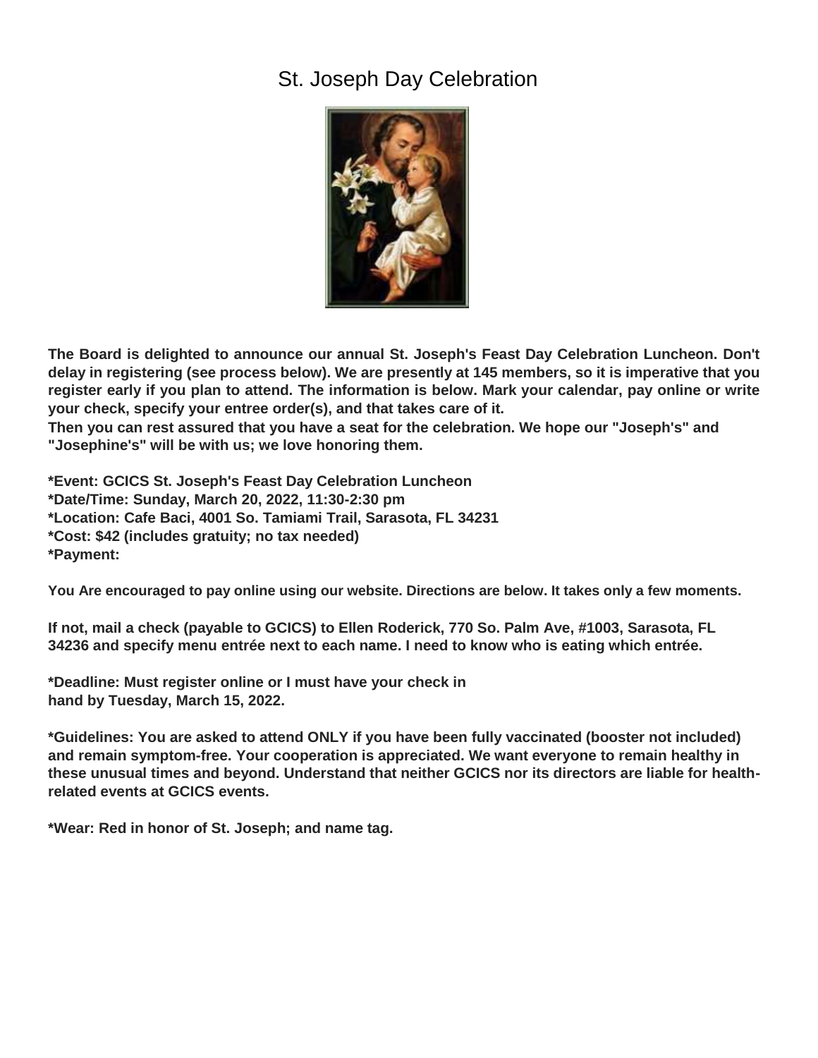# St. Joseph Day Celebration

**The Board is delighted to announce our annual St. Joseph's Feast Day Celebration Luncheon. Don't delay in registering (see process below). We are presently at 145 members, so it is imperative that you register early if you plan to attend. The information is below. Mark your calendar, pay online or write your check, specify your entree order(s), and that takes care of it.**
**Then you can rest assured that you have a seat for the celebration. We hope our "Joseph's" and "Josephine's" will be with us; we love honoring them.**

**\*Event: GCICS St. Joseph's Feast Day Celebration Luncheon**
**\*Date/Time: Sunday, March 20, 2022, 11:30-2:30 pm**
**\*Location: Cafe Baci, 4001 So. Tamiami Trail, Sarasota, FL 34231**
**\*Cost: $42 (includes gratuity; no tax needed)**
**\*Payment:**

**You Are encouraged to pay online using our website. Directions are below. It takes only a few moments.**

**If not, mail a check (payable to GCICS) to Ellen Roderick, 770 So. Palm Ave, #1003, Sarasota, FL 34236 and specify menu entrée next to each name. I need to know who is eating which entrée.**

**\*Deadline: Must register online or I must have your check in hand by Tuesday, March 15, 2022.**

**\*Guidelines: You are asked to attend ONLY if you have been fully vaccinated (booster not included) and remain symptom-free. Your cooperation is appreciated. We want everyone to remain healthy in these unusual times and beyond. Understand that neither GCICS nor its directors are liable for health-related events at GCICS events.**

**\*Wear: Red in honor of St. Joseph; and name tag.**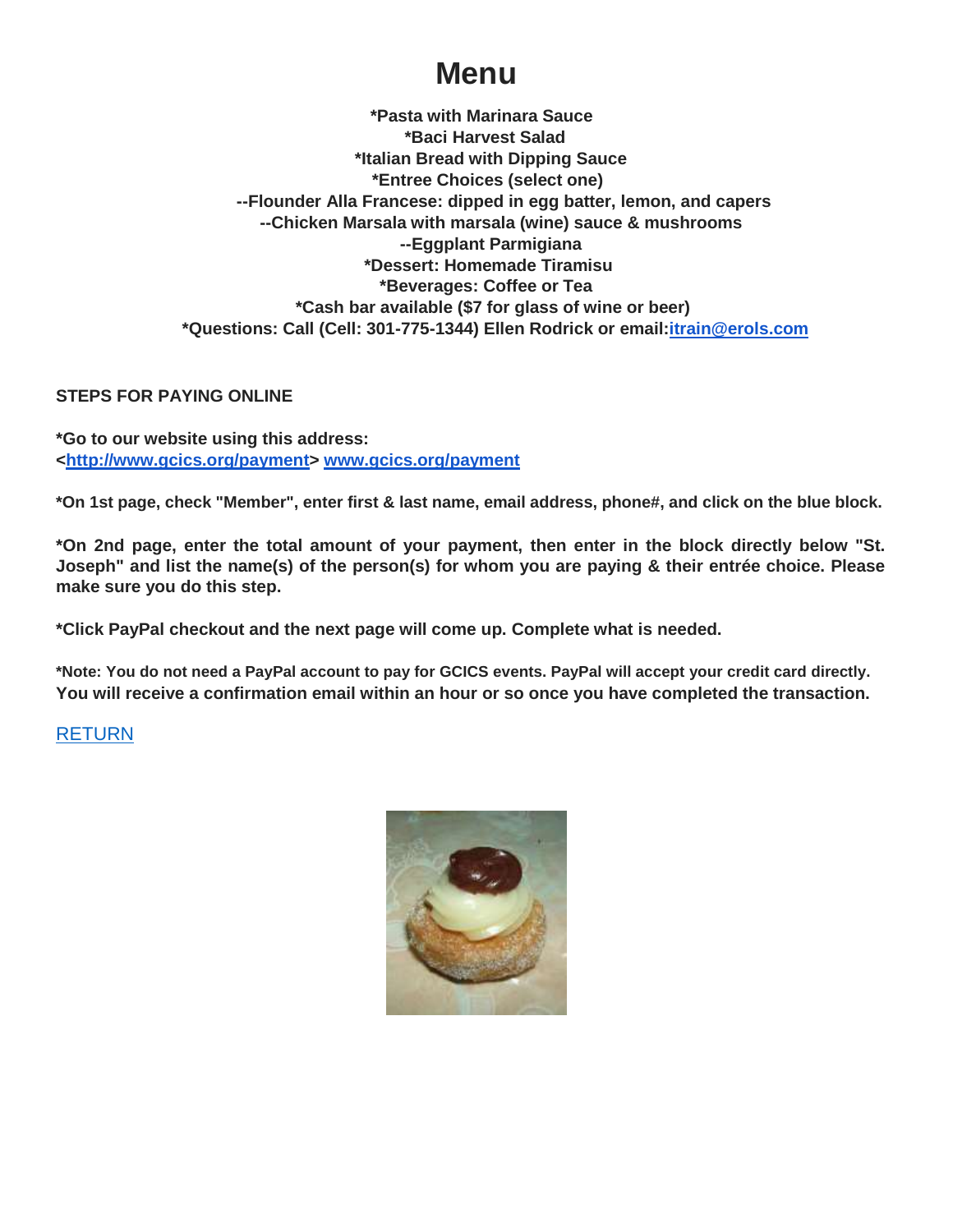# Menu

**\*Pasta with Marinara Sauce**
**\*Baci Harvest Salad**
**\*Italian Bread with Dipping Sauce**
**\*Entree Choices (select one)**
**--Flounder Alla Francese: dipped in egg batter, lemon, and capers**
**--Chicken Marsala with marsala (wine) sauce & mushrooms**
**--Eggplant Parmigiana**
**\*Dessert: Homemade Tiramisu**
**\*Beverages: Coffee or Tea**
**\*Cash bar available ($7 for glass of wine or beer)**
**\*Questions: Call (Cell: 301-775-1344) Ellen Rodrick or email:[itrain@erols.com](mailto:itrain@erols.com)**

**STEPS FOR PAYING ONLINE**

**\*Go to our website using this address:**
**<[http://www.gcics.org/payment](http://www.gcics.org/payment)> [www.gcics.org/payment](http://www.gcics.org/payment)**

**\*On 1st page, check "Member", enter first & last name, email address, phone#, and click on the blue block.**

**\*On 2nd page, enter the total amount of your payment, then enter in the block directly below "St. Joseph" and list the name(s) of the person(s) for whom you are paying & their entrée choice. Please make sure you do this step.**

**\*Click PayPal checkout and the next page will come up. Complete what is needed.**

**\*Note: You do not need a PayPal account to pay for GCICS events. PayPal will accept your credit card directly. You will receive a confirmation email within an hour or so once you have completed the transaction.**

RETURN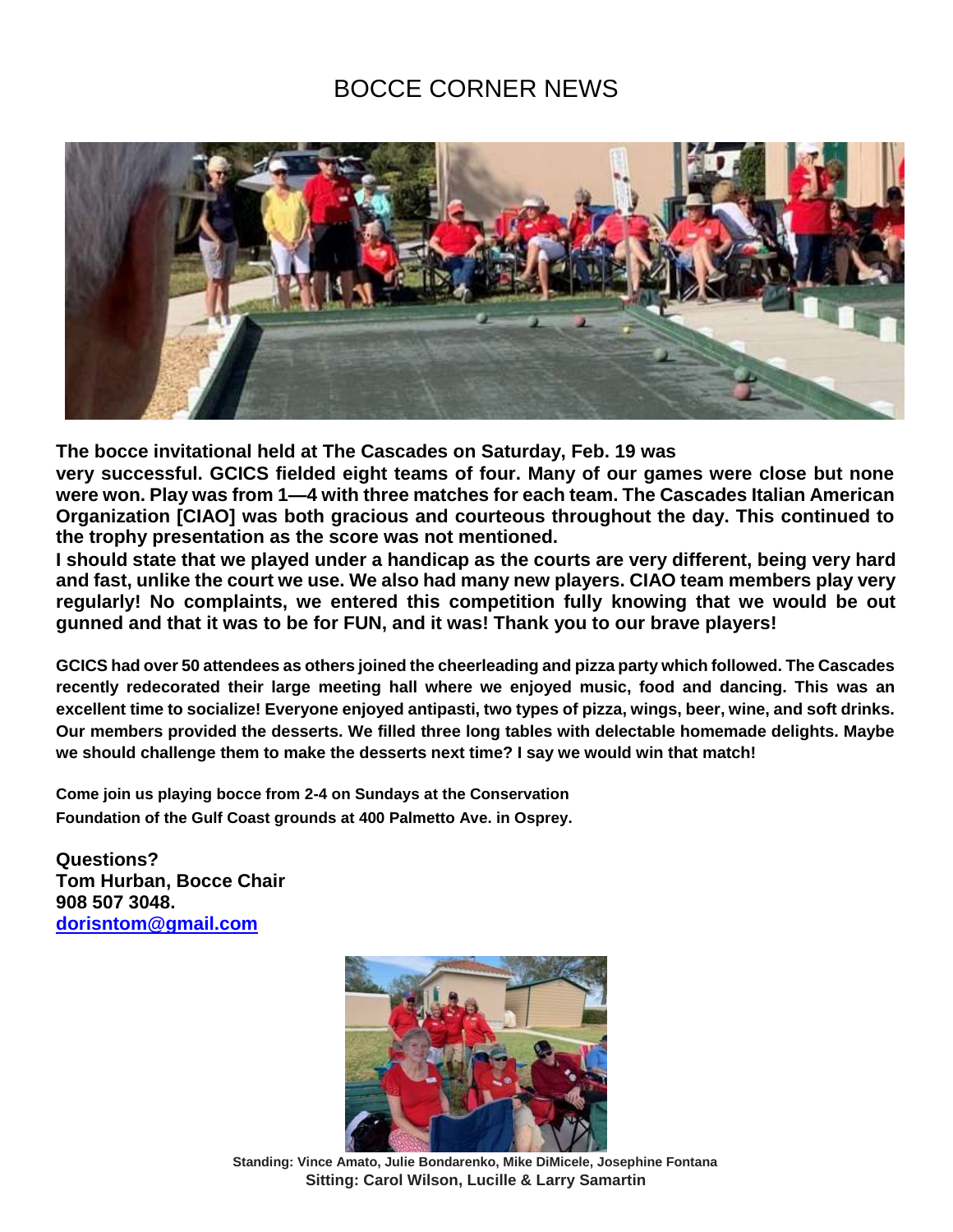# BOCCE CORNER NEWS

**The bocce invitational held at The Cascades on Saturday, Feb. 19 was very successful. GCICS fielded eight teams of four. Many of our games were close but none were won. Play was from 1—4 with three matches for each team. The Cascades Italian American Organization [CIAO] was both gracious and courteous throughout the day. This continued to the trophy presentation as the score was not mentioned.**

**I should state that we played under a handicap as the courts are very different, being very hard and fast, unlike the court we use. We also had many new players. CIAO team members play very regularly! No complaints, we entered this competition fully knowing that we would be out gunned and that it was to be for FUN, and it was! Thank you to our brave players!**

**GCICS had over 50 attendees as others joined the cheerleading and pizza party which followed. The Cascades recently redecorated their large meeting hall where we enjoyed music, food and dancing. This was an excellent time to socialize! Everyone enjoyed antipasti, two types of pizza, wings, beer, wine, and soft drinks. Our members provided the desserts. We filled three long tables with delectable homemade delights. Maybe we should challenge them to make the desserts next time? I say we would win that match!**

**Come join us playing bocce from 2-4 on Sundays at the Conservation Foundation of the Gulf Coast grounds at 400 Palmetto Ave. in Osprey.**

**Questions?**
**Tom Hurban, Bocce Chair**
**908 507 3048.**
**dorisntom@gmail.com**

**Standing: Vince Amato, Julie Bondarenko, Mike DiMicele, Josephine Fontana**
**Sitting: Carol Wilson, Lucille & Larry Samartin**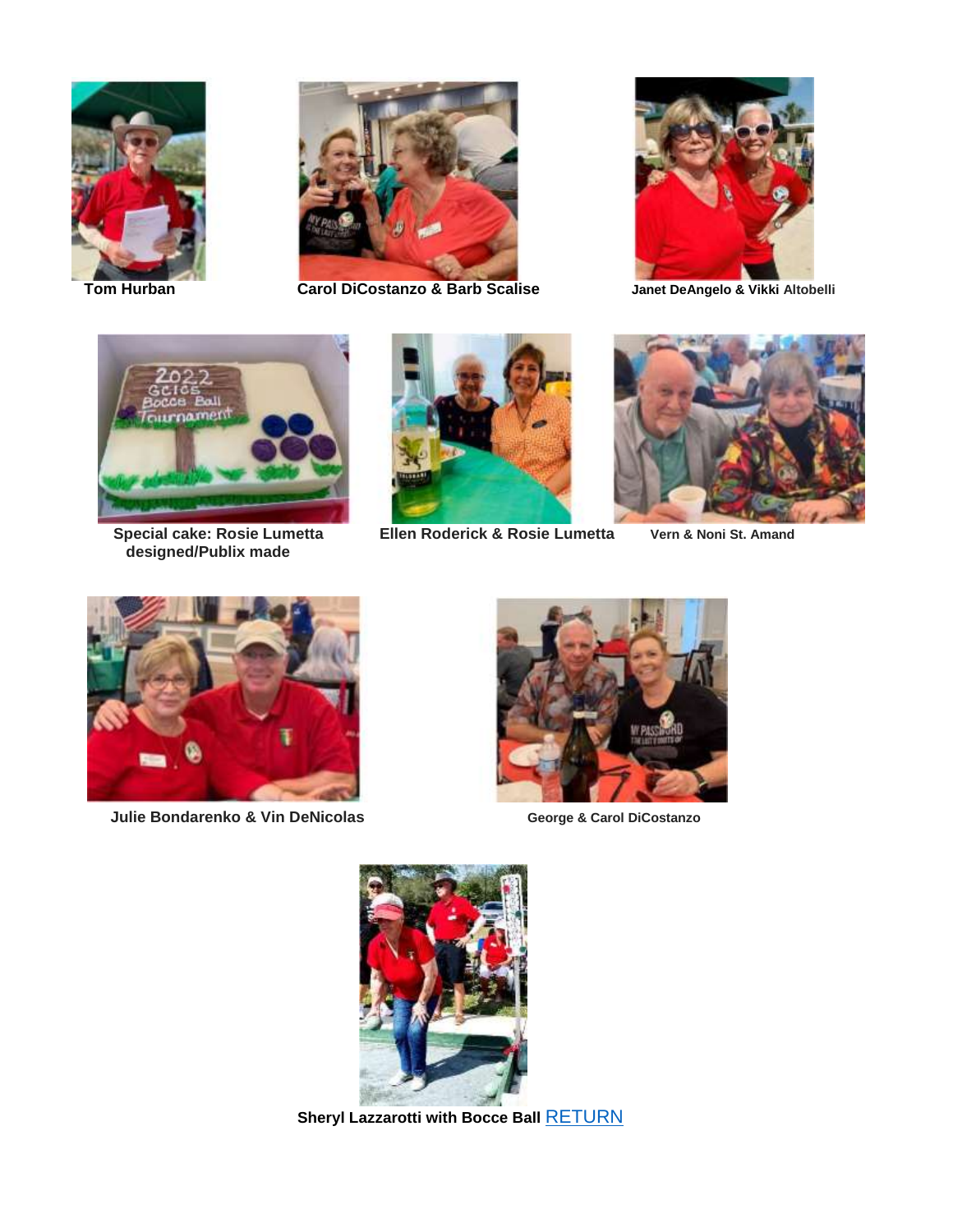**Tom Hurban**

**Carol DiCostanzo & Barb Scalise**

**Janet DeAngelo & Vikki Altobelli**

**Special cake: Rosie Lumetta designed/Publix made**

**Ellen Roderick & Rosie Lumetta**

**Vern & Noni St. Amand**

**Julie Bondarenko & Vin DeNicolas**

**George & Carol DiCostanzo**

**Sheryl Lazzarotti with Bocce Ball** RETURN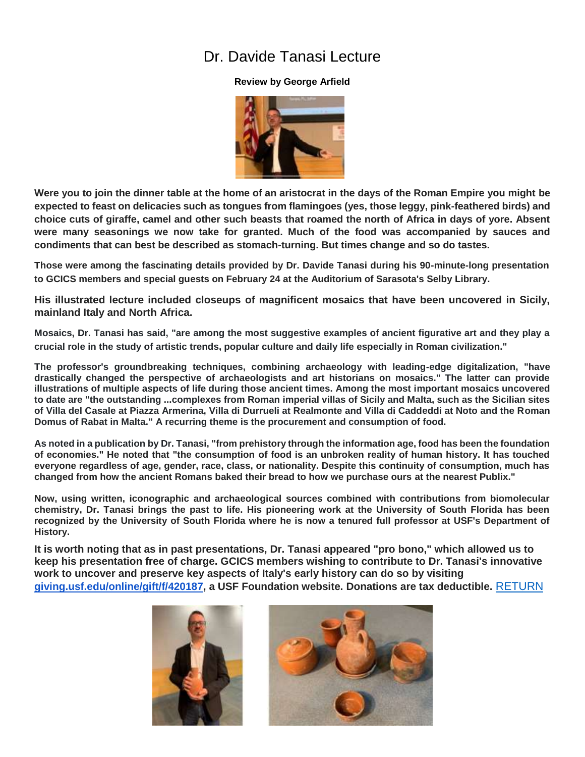# Dr. Davide Tanasi Lecture

**Review by George Arfield**

**Were you to join the dinner table at the home of an aristocrat in the days of the Roman Empire you might be expected to feast on delicacies such as tongues from flamingoes (yes, those leggy, pink-feathered birds) and choice cuts of giraffe, camel and other such beasts that roamed the north of Africa in days of yore. Absent were many seasonings we now take for granted. Much of the food was accompanied by sauces and condiments that can best be described as stomach-turning. But times change and so do tastes.**

**Those were among the fascinating details provided by Dr. Davide Tanasi during his 90-minute-long presentation to GCICS members and special guests on February 24 at the Auditorium of Sarasota's Selby Library.**

**His illustrated lecture included closeups of magnificent mosaics that have been uncovered in Sicily, mainland Italy and North Africa.**

**Mosaics, Dr. Tanasi has said, "are among the most suggestive examples of ancient figurative art and they play a crucial role in the study of artistic trends, popular culture and daily life especially in Roman civilization."**

**The professor's groundbreaking techniques, combining archaeology with leading-edge digitalization, "have drastically changed the perspective of archaeologists and art historians on mosaics." The latter can provide illustrations of multiple aspects of life during those ancient times. Among the most important mosaics uncovered to date are "the outstanding ...complexes from Roman imperial villas of Sicily and Malta, such as the Sicilian sites of Villa del Casale at Piazza Armerina, Villa di Durrueli at Realmonte and Villa di Caddeddi at Noto and the Roman Domus of Rabat in Malta." A recurring theme is the procurement and consumption of food.**

**As noted in a publication by Dr. Tanasi, "from prehistory through the information age, food has been the foundation of economies." He noted that "the consumption of food is an unbroken reality of human history. It has touched everyone regardless of age, gender, race, class, or nationality. Despite this continuity of consumption, much has changed from how the ancient Romans baked their bread to how we purchase ours at the nearest Publix."**

**Now, using written, iconographic and archaeological sources combined with contributions from biomolecular chemistry, Dr. Tanasi brings the past to life. His pioneering work at the University of South Florida has been recognized by the University of South Florida where he is now a tenured full professor at USF's Department of History.**

**It is worth noting that as in past presentations, Dr. Tanasi appeared "pro bono," which allowed us to keep his presentation free of charge. GCICS members wishing to contribute to Dr. Tanasi's innovative work to uncover and preserve key aspects of Italy's early history can do so by visiting [giving.usf.edu/online/gift/f/420187](giving.usf.edu/online/gift/f/420187), a USF Foundation website. Donations are tax deductible.** RETURN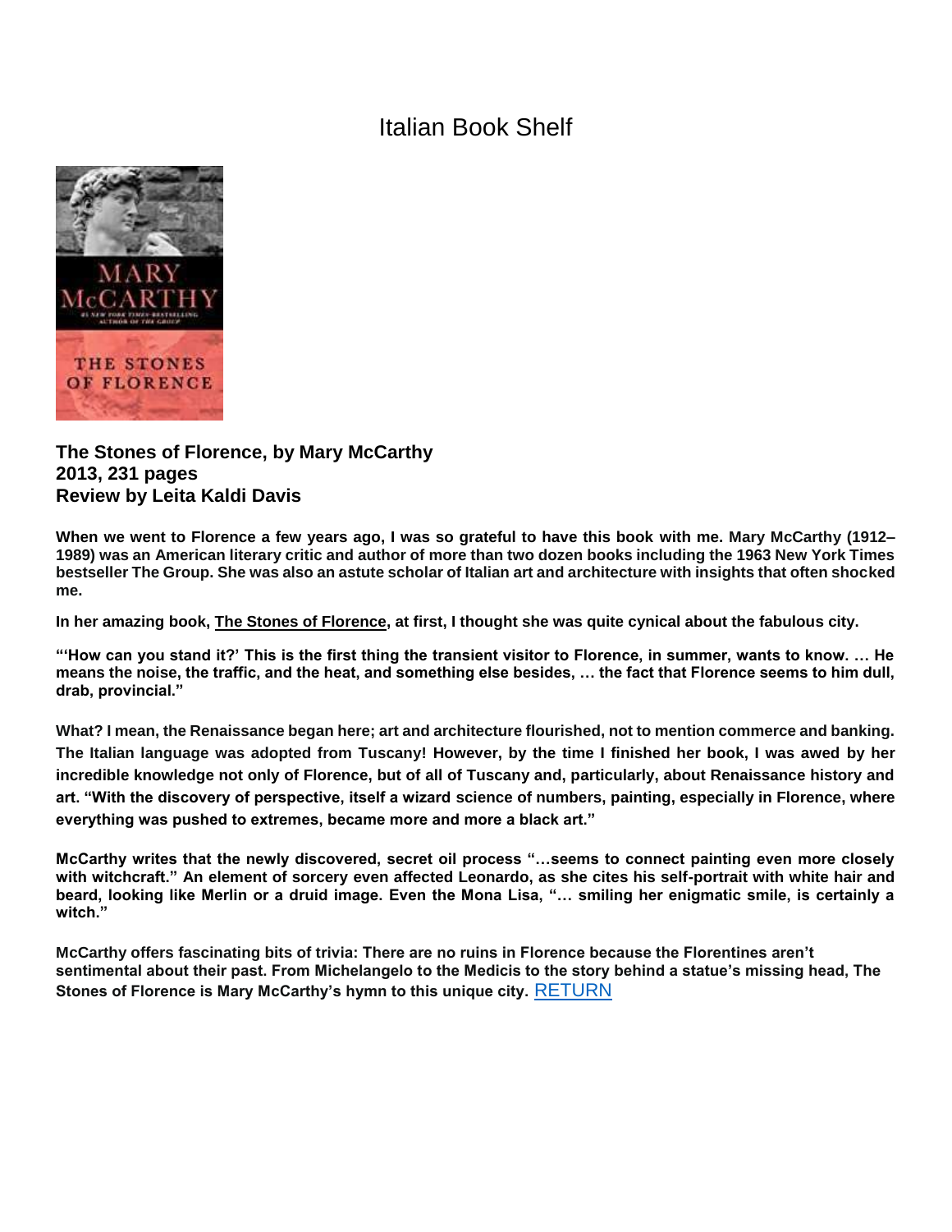# Italian Book Shelf

**The Stones of Florence, by Mary McCarthy**
**2013, 231 pages**
**Review by Leita Kaldi Davis**

**When we went to Florence a few years ago, I was so grateful to have this book with me. Mary McCarthy (1912–1989) was an American literary critic and author of more than two dozen books including the 1963 New York Times bestseller The Group. She was also an astute scholar of Italian art and architecture with insights that often shocked me.**

**In her amazing book, The Stones of Florence, at first, I thought she was quite cynical about the fabulous city.**

**"'How can you stand it?' This is the first thing the transient visitor to Florence, in summer, wants to know. … He means the noise, the traffic, and the heat, and something else besides, … the fact that Florence seems to him dull, drab, provincial."**

**What? I mean, the Renaissance began here; art and architecture flourished, not to mention commerce and banking. The Italian language was adopted from Tuscany! However, by the time I finished her book, I was awed by her incredible knowledge not only of Florence, but of all of Tuscany and, particularly, about Renaissance history and art. "With the discovery of perspective, itself a wizard science of numbers, painting, especially in Florence, where everything was pushed to extremes, became more and more a black art."**

**McCarthy writes that the newly discovered, secret oil process "…seems to connect painting even more closely with witchcraft." An element of sorcery even affected Leonardo, as she cites his self-portrait with white hair and beard, looking like Merlin or a druid image. Even the Mona Lisa, "… smiling her enigmatic smile, is certainly a witch."**

**McCarthy offers fascinating bits of trivia: There are no ruins in Florence because the Florentines aren't sentimental about their past. From Michelangelo to the Medicis to the story behind a statue's missing head, The Stones of Florence is Mary McCarthy's hymn to this unique city.** RETURN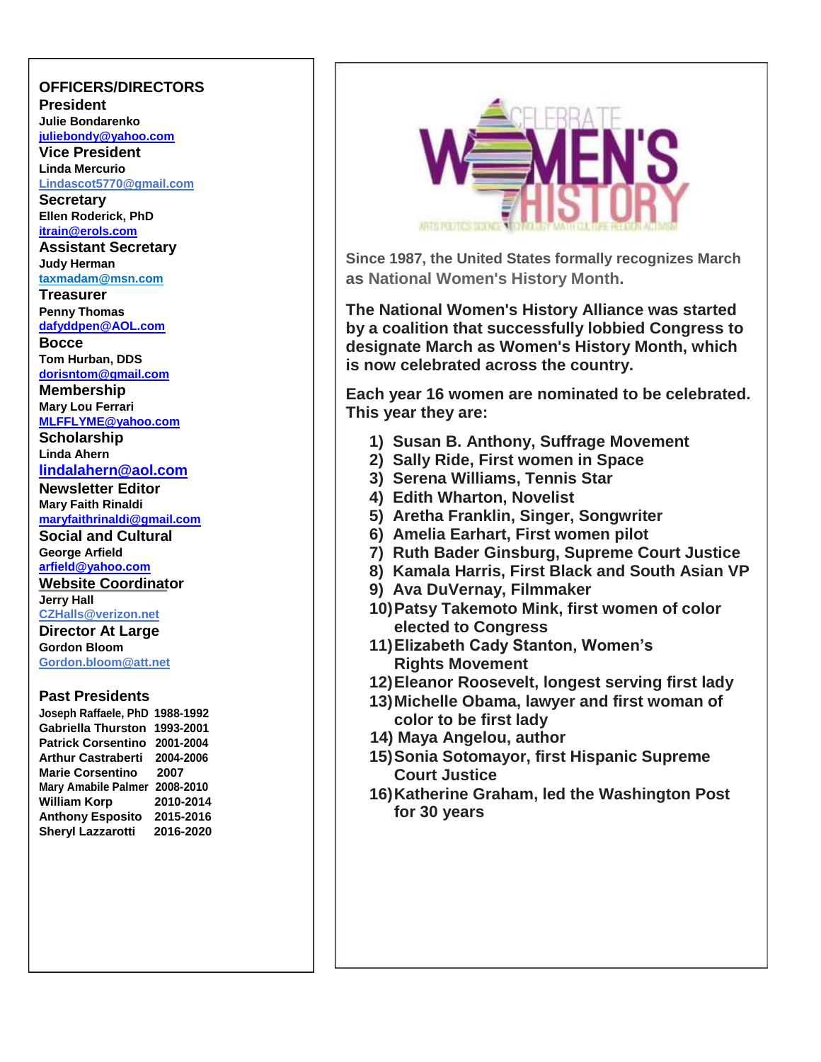## OFFICERS/DIRECTORS

**President**
Julie Bondarenko
juliebondy@yahoo.com

**Vice President**
Linda Mercurio
Lindascot5770@gmail.com

**Secretary**
Ellen Roderick, PhD
itrain@erols.com

**Assistant Secretary**
Judy Herman
taxmadam@msn.com

**Treasurer**
Penny Thomas
dafyddpen@AOL.com

**Bocce**
Tom Hurban, DDS
dorisntom@gmail.com

**Membership**
Mary Lou Ferrari
MLFFLYME@yahoo.com

**Scholarship**
Linda Ahern
lindalahern@aol.com

**Newsletter Editor**
Mary Faith Rinaldi
maryfaithrinaldi@gmail.com

**Social and Cultural**
George Arfield
arfield@yahoo.com

**Website Coordinator**
Jerry Hall
CZHalls@verizon.net

**Director At Large**
Gordon Bloom
Gordon.bloom@att.net

### Past Presidents

| | |
|---|---|
| Joseph Raffaele, PhD | 1988-1992 |
| Gabriella Thurston | 1993-2001 |
| Patrick Corsentino | 2001-2004 |
| Arthur Castraberti | 2004-2006 |
| Marie Corsentino | 2007 |
| Mary Amabile Palmer | 2008-2010 |
| William Korp | 2010-2014 |
| Anthony Esposito | 2015-2016 |
| Sheryl Lazzarotti | 2016-2020 |

CELEBRATE WOMEN'S HISTORY

ARTS POLITICS SCIENCE TECHNOLOGY MATH CULTURE RELIGION ACTIVISM

**Since 1987, the United States formally recognizes March as National Women's History Month.**

**The National Women's History Alliance was started by a coalition that successfully lobbied Congress to designate March as Women's History Month, which is now celebrated across the country.**

**Each year 16 women are nominated to be celebrated. This year they are:**

1) Susan B. Anthony, Suffrage Movement
2) Sally Ride, First women in Space
3) Serena Williams, Tennis Star
4) Edith Wharton, Novelist
5) Aretha Franklin, Singer, Songwriter
6) Amelia Earhart, First women pilot
7) Ruth Bader Ginsburg, Supreme Court Justice
8) Kamala Harris, First Black and South Asian VP
9) Ava DuVernay, Filmmaker
10) Patsy Takemoto Mink, first women of color elected to Congress
11) Elizabeth Cady Stanton, Women's Rights Movement
12) Eleanor Roosevelt, longest serving first lady
13) Michelle Obama, lawyer and first woman of color to be first lady
14) Maya Angelou, author
15) Sonia Sotomayor, first Hispanic Supreme Court Justice
16) Katherine Graham, led the Washington Post for 30 years